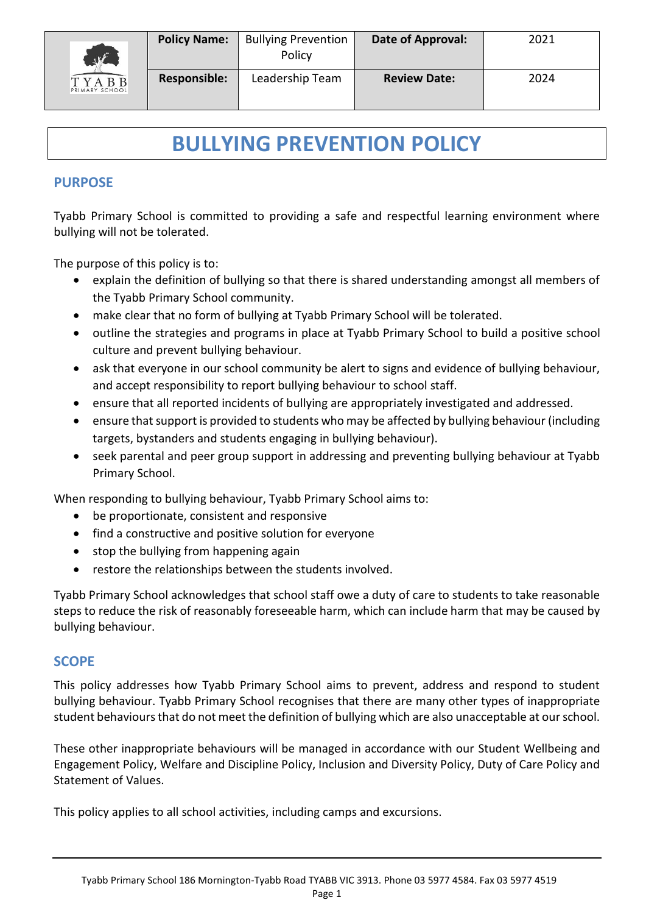| | Policy Name: | Bullying Prevention Policy | Date of Approval: | 2021 |
|---|---|---|---|---|
| TYABB PRIMARY SCHOOL | Responsible: | Leadership Team | Review Date: | 2024 |

# BULLYING PREVENTION POLICY

## PURPOSE

Tyabb Primary School is committed to providing a safe and respectful learning environment where bullying will not be tolerated.

The purpose of this policy is to:

- explain the definition of bullying so that there is shared understanding amongst all members of the Tyabb Primary School community.
- make clear that no form of bullying at Tyabb Primary School will be tolerated.
- outline the strategies and programs in place at Tyabb Primary School to build a positive school culture and prevent bullying behaviour.
- ask that everyone in our school community be alert to signs and evidence of bullying behaviour, and accept responsibility to report bullying behaviour to school staff.
- ensure that all reported incidents of bullying are appropriately investigated and addressed.
- ensure that support is provided to students who may be affected by bullying behaviour (including targets, bystanders and students engaging in bullying behaviour).
- seek parental and peer group support in addressing and preventing bullying behaviour at Tyabb Primary School.

When responding to bullying behaviour, Tyabb Primary School aims to:

- be proportionate, consistent and responsive
- find a constructive and positive solution for everyone
- stop the bullying from happening again
- restore the relationships between the students involved.

Tyabb Primary School acknowledges that school staff owe a duty of care to students to take reasonable steps to reduce the risk of reasonably foreseeable harm, which can include harm that may be caused by bullying behaviour.

## SCOPE

This policy addresses how Tyabb Primary School aims to prevent, address and respond to student bullying behaviour. Tyabb Primary School recognises that there are many other types of inappropriate student behaviours that do not meet the definition of bullying which are also unacceptable at our school.

These other inappropriate behaviours will be managed in accordance with our Student Wellbeing and Engagement Policy, Welfare and Discipline Policy, Inclusion and Diversity Policy, Duty of Care Policy and Statement of Values.

This policy applies to all school activities, including camps and excursions.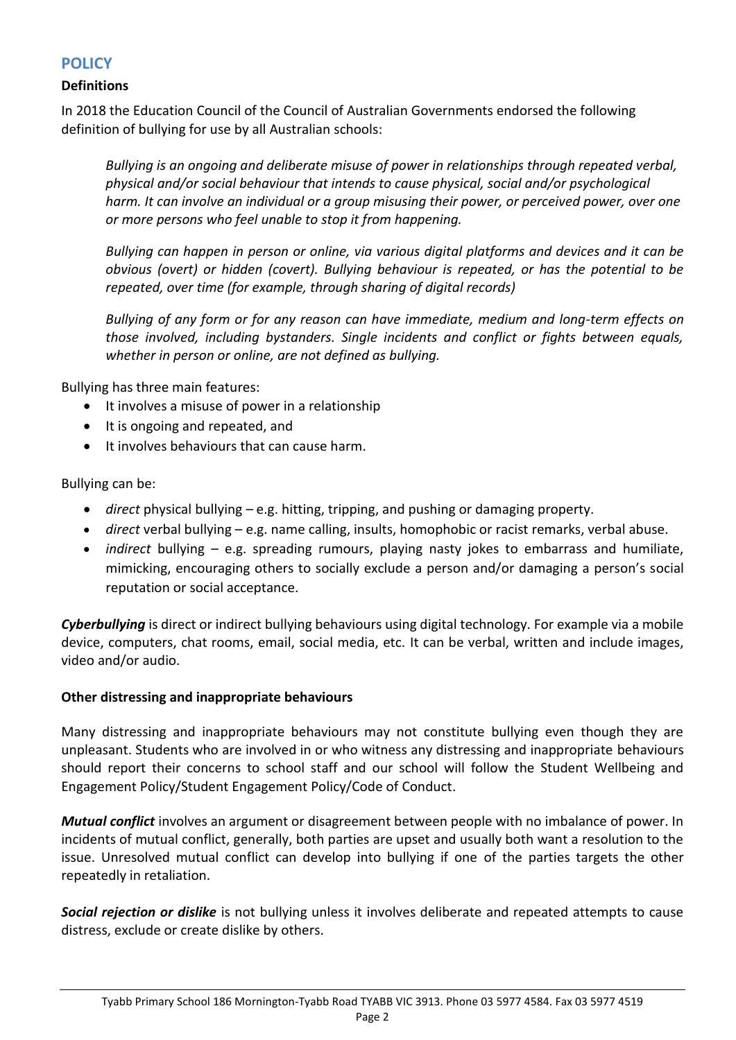## POLICY

### Definitions

In 2018 the Education Council of the Council of Australian Governments endorsed the following definition of bullying for use by all Australian schools:

> *Bullying is an ongoing and deliberate misuse of power in relationships through repeated verbal, physical and/or social behaviour that intends to cause physical, social and/or psychological harm. It can involve an individual or a group misusing their power, or perceived power, over one or more persons who feel unable to stop it from happening.*
>
> *Bullying can happen in person or online, via various digital platforms and devices and it can be obvious (overt) or hidden (covert). Bullying behaviour is repeated, or has the potential to be repeated, over time (for example, through sharing of digital records)*
>
> *Bullying of any form or for any reason can have immediate, medium and long-term effects on those involved, including bystanders. Single incidents and conflict or fights between equals, whether in person or online, are not defined as bullying.*

Bullying has three main features:

- It involves a misuse of power in a relationship
- It is ongoing and repeated, and
- It involves behaviours that can cause harm.

Bullying can be:

- *direct* physical bullying – e.g. hitting, tripping, and pushing or damaging property.
- *direct* verbal bullying – e.g. name calling, insults, homophobic or racist remarks, verbal abuse.
- *indirect* bullying – e.g. spreading rumours, playing nasty jokes to embarrass and humiliate, mimicking, encouraging others to socially exclude a person and/or damaging a person's social reputation or social acceptance.

***Cyberbullying*** is direct or indirect bullying behaviours using digital technology. For example via a mobile device, computers, chat rooms, email, social media, etc. It can be verbal, written and include images, video and/or audio.

### Other distressing and inappropriate behaviours

Many distressing and inappropriate behaviours may not constitute bullying even though they are unpleasant. Students who are involved in or who witness any distressing and inappropriate behaviours should report their concerns to school staff and our school will follow the Student Wellbeing and Engagement Policy/Student Engagement Policy/Code of Conduct.

***Mutual conflict*** involves an argument or disagreement between people with no imbalance of power. In incidents of mutual conflict, generally, both parties are upset and usually both want a resolution to the issue. Unresolved mutual conflict can develop into bullying if one of the parties targets the other repeatedly in retaliation.

***Social rejection or dislike*** is not bullying unless it involves deliberate and repeated attempts to cause distress, exclude or create dislike by others.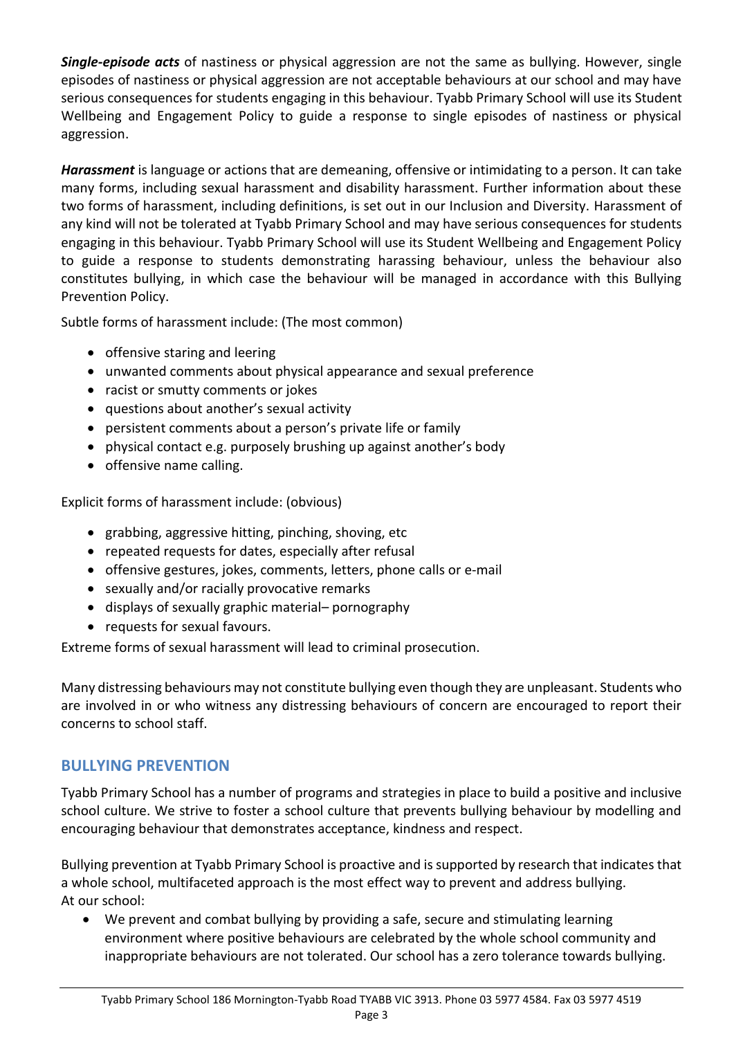***Single-episode acts*** of nastiness or physical aggression are not the same as bullying. However, single episodes of nastiness or physical aggression are not acceptable behaviours at our school and may have serious consequences for students engaging in this behaviour. Tyabb Primary School will use its Student Wellbeing and Engagement Policy to guide a response to single episodes of nastiness or physical aggression.

***Harassment*** is language or actions that are demeaning, offensive or intimidating to a person. It can take many forms, including sexual harassment and disability harassment. Further information about these two forms of harassment, including definitions, is set out in our Inclusion and Diversity. Harassment of any kind will not be tolerated at Tyabb Primary School and may have serious consequences for students engaging in this behaviour. Tyabb Primary School will use its Student Wellbeing and Engagement Policy to guide a response to students demonstrating harassing behaviour, unless the behaviour also constitutes bullying, in which case the behaviour will be managed in accordance with this Bullying Prevention Policy.

Subtle forms of harassment include: (The most common)

- offensive staring and leering
- unwanted comments about physical appearance and sexual preference
- racist or smutty comments or jokes
- questions about another's sexual activity
- persistent comments about a person's private life or family
- physical contact e.g. purposely brushing up against another's body
- offensive name calling.

Explicit forms of harassment include: (obvious)

- grabbing, aggressive hitting, pinching, shoving, etc
- repeated requests for dates, especially after refusal
- offensive gestures, jokes, comments, letters, phone calls or e-mail
- sexually and/or racially provocative remarks
- displays of sexually graphic material– pornography
- requests for sexual favours.

Extreme forms of sexual harassment will lead to criminal prosecution.

Many distressing behaviours may not constitute bullying even though they are unpleasant. Students who are involved in or who witness any distressing behaviours of concern are encouraged to report their concerns to school staff.

## BULLYING PREVENTION

Tyabb Primary School has a number of programs and strategies in place to build a positive and inclusive school culture. We strive to foster a school culture that prevents bullying behaviour by modelling and encouraging behaviour that demonstrates acceptance, kindness and respect.

Bullying prevention at Tyabb Primary School is proactive and is supported by research that indicates that a whole school, multifaceted approach is the most effect way to prevent and address bullying.
At our school:

- We prevent and combat bullying by providing a safe, secure and stimulating learning environment where positive behaviours are celebrated by the whole school community and inappropriate behaviours are not tolerated. Our school has a zero tolerance towards bullying.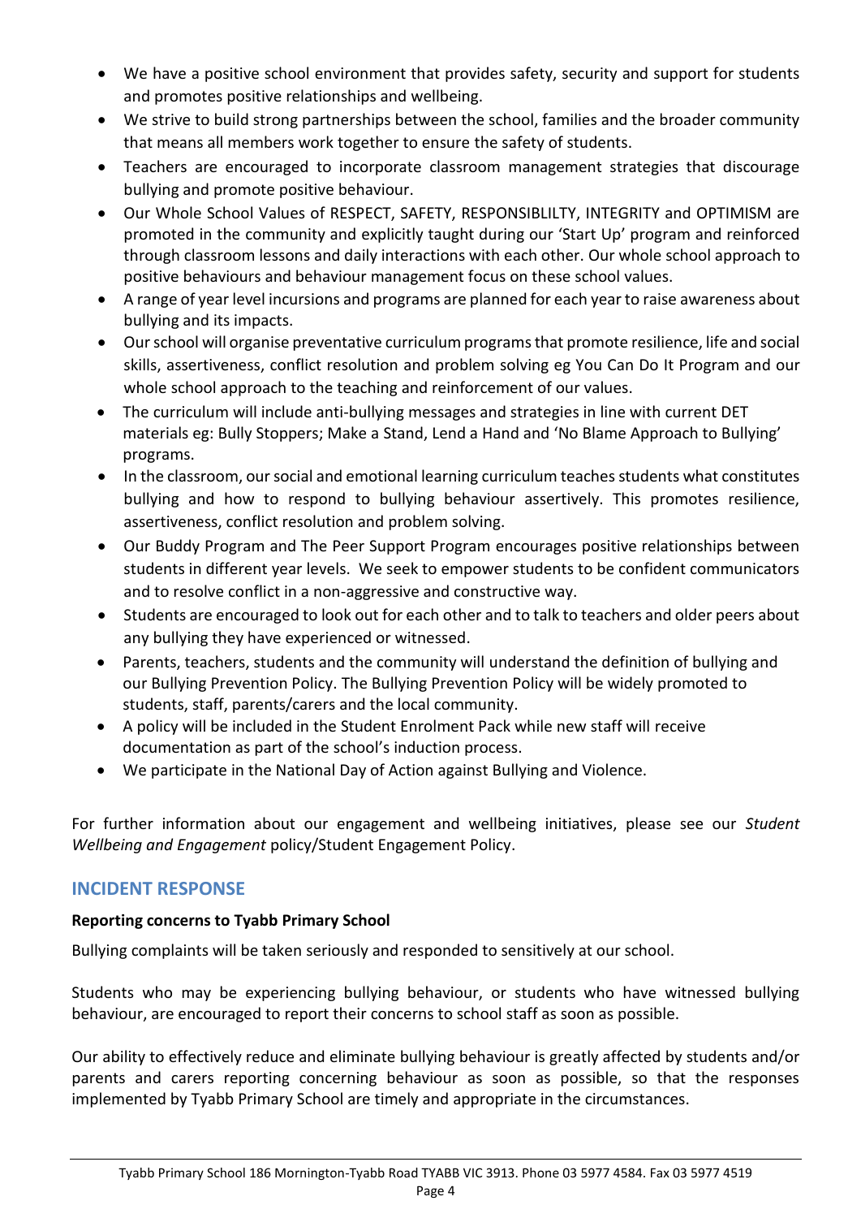- We have a positive school environment that provides safety, security and support for students and promotes positive relationships and wellbeing.
- We strive to build strong partnerships between the school, families and the broader community that means all members work together to ensure the safety of students.
- Teachers are encouraged to incorporate classroom management strategies that discourage bullying and promote positive behaviour.
- Our Whole School Values of RESPECT, SAFETY, RESPONSIBLILTY, INTEGRITY and OPTIMISM are promoted in the community and explicitly taught during our 'Start Up' program and reinforced through classroom lessons and daily interactions with each other. Our whole school approach to positive behaviours and behaviour management focus on these school values.
- A range of year level incursions and programs are planned for each year to raise awareness about bullying and its impacts.
- Our school will organise preventative curriculum programs that promote resilience, life and social skills, assertiveness, conflict resolution and problem solving eg You Can Do It Program and our whole school approach to the teaching and reinforcement of our values.
- The curriculum will include anti-bullying messages and strategies in line with current DET materials eg: Bully Stoppers; Make a Stand, Lend a Hand and 'No Blame Approach to Bullying' programs.
- In the classroom, our social and emotional learning curriculum teaches students what constitutes bullying and how to respond to bullying behaviour assertively. This promotes resilience, assertiveness, conflict resolution and problem solving.
- Our Buddy Program and The Peer Support Program encourages positive relationships between students in different year levels. We seek to empower students to be confident communicators and to resolve conflict in a non-aggressive and constructive way.
- Students are encouraged to look out for each other and to talk to teachers and older peers about any bullying they have experienced or witnessed.
- Parents, teachers, students and the community will understand the definition of bullying and our Bullying Prevention Policy. The Bullying Prevention Policy will be widely promoted to students, staff, parents/carers and the local community.
- A policy will be included in the Student Enrolment Pack while new staff will receive documentation as part of the school's induction process.
- We participate in the National Day of Action against Bullying and Violence.

For further information about our engagement and wellbeing initiatives, please see our *Student Wellbeing and Engagement* policy/Student Engagement Policy.

## INCIDENT RESPONSE

**Reporting concerns to Tyabb Primary School**

Bullying complaints will be taken seriously and responded to sensitively at our school.

Students who may be experiencing bullying behaviour, or students who have witnessed bullying behaviour, are encouraged to report their concerns to school staff as soon as possible.

Our ability to effectively reduce and eliminate bullying behaviour is greatly affected by students and/or parents and carers reporting concerning behaviour as soon as possible, so that the responses implemented by Tyabb Primary School are timely and appropriate in the circumstances.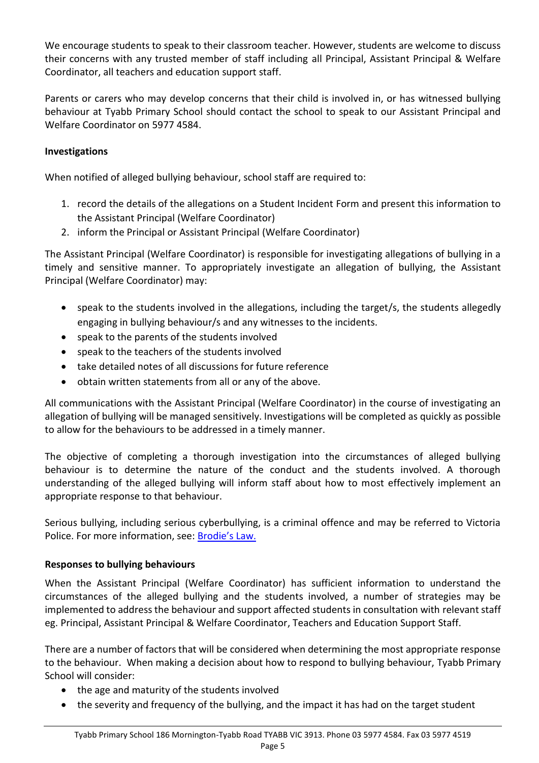We encourage students to speak to their classroom teacher. However, students are welcome to discuss their concerns with any trusted member of staff including all Principal, Assistant Principal & Welfare Coordinator, all teachers and education support staff.

Parents or carers who may develop concerns that their child is involved in, or has witnessed bullying behaviour at Tyabb Primary School should contact the school to speak to our Assistant Principal and Welfare Coordinator on 5977 4584.

**Investigations**

When notified of alleged bullying behaviour, school staff are required to:

1. record the details of the allegations on a Student Incident Form and present this information to the Assistant Principal (Welfare Coordinator)
2. inform the Principal or Assistant Principal (Welfare Coordinator)

The Assistant Principal (Welfare Coordinator) is responsible for investigating allegations of bullying in a timely and sensitive manner. To appropriately investigate an allegation of bullying, the Assistant Principal (Welfare Coordinator) may:

- speak to the students involved in the allegations, including the target/s, the students allegedly engaging in bullying behaviour/s and any witnesses to the incidents.
- speak to the parents of the students involved
- speak to the teachers of the students involved
- take detailed notes of all discussions for future reference
- obtain written statements from all or any of the above.

All communications with the Assistant Principal (Welfare Coordinator) in the course of investigating an allegation of bullying will be managed sensitively. Investigations will be completed as quickly as possible to allow for the behaviours to be addressed in a timely manner.

The objective of completing a thorough investigation into the circumstances of alleged bullying behaviour is to determine the nature of the conduct and the students involved. A thorough understanding of the alleged bullying will inform staff about how to most effectively implement an appropriate response to that behaviour.

Serious bullying, including serious cyberbullying, is a criminal offence and may be referred to Victoria Police. For more information, see: Brodie's Law.

**Responses to bullying behaviours**

When the Assistant Principal (Welfare Coordinator) has sufficient information to understand the circumstances of the alleged bullying and the students involved, a number of strategies may be implemented to address the behaviour and support affected students in consultation with relevant staff eg. Principal, Assistant Principal & Welfare Coordinator, Teachers and Education Support Staff.

There are a number of factors that will be considered when determining the most appropriate response to the behaviour. When making a decision about how to respond to bullying behaviour, Tyabb Primary School will consider:

- the age and maturity of the students involved
- the severity and frequency of the bullying, and the impact it has had on the target student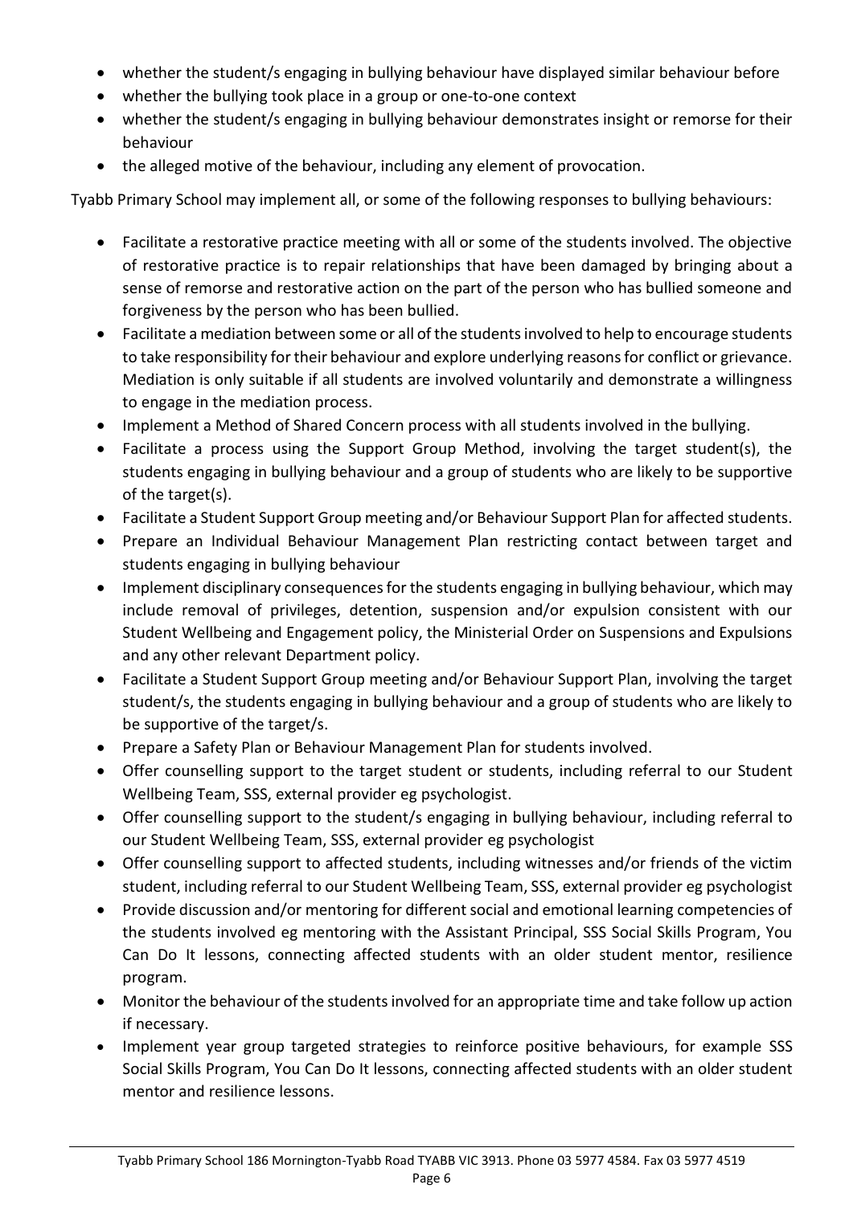- whether the student/s engaging in bullying behaviour have displayed similar behaviour before
- whether the bullying took place in a group or one-to-one context
- whether the student/s engaging in bullying behaviour demonstrates insight or remorse for their behaviour
- the alleged motive of the behaviour, including any element of provocation.

Tyabb Primary School may implement all, or some of the following responses to bullying behaviours:

- Facilitate a restorative practice meeting with all or some of the students involved. The objective of restorative practice is to repair relationships that have been damaged by bringing about a sense of remorse and restorative action on the part of the person who has bullied someone and forgiveness by the person who has been bullied.
- Facilitate a mediation between some or all of the students involved to help to encourage students to take responsibility for their behaviour and explore underlying reasons for conflict or grievance. Mediation is only suitable if all students are involved voluntarily and demonstrate a willingness to engage in the mediation process.
- Implement a Method of Shared Concern process with all students involved in the bullying.
- Facilitate a process using the Support Group Method, involving the target student(s), the students engaging in bullying behaviour and a group of students who are likely to be supportive of the target(s).
- Facilitate a Student Support Group meeting and/or Behaviour Support Plan for affected students.
- Prepare an Individual Behaviour Management Plan restricting contact between target and students engaging in bullying behaviour
- Implement disciplinary consequences for the students engaging in bullying behaviour, which may include removal of privileges, detention, suspension and/or expulsion consistent with our Student Wellbeing and Engagement policy, the Ministerial Order on Suspensions and Expulsions and any other relevant Department policy.
- Facilitate a Student Support Group meeting and/or Behaviour Support Plan, involving the target student/s, the students engaging in bullying behaviour and a group of students who are likely to be supportive of the target/s.
- Prepare a Safety Plan or Behaviour Management Plan for students involved.
- Offer counselling support to the target student or students, including referral to our Student Wellbeing Team, SSS, external provider eg psychologist.
- Offer counselling support to the student/s engaging in bullying behaviour, including referral to our Student Wellbeing Team, SSS, external provider eg psychologist
- Offer counselling support to affected students, including witnesses and/or friends of the victim student, including referral to our Student Wellbeing Team, SSS, external provider eg psychologist
- Provide discussion and/or mentoring for different social and emotional learning competencies of the students involved eg mentoring with the Assistant Principal, SSS Social Skills Program, You Can Do It lessons, connecting affected students with an older student mentor, resilience program.
- Monitor the behaviour of the students involved for an appropriate time and take follow up action if necessary.
- Implement year group targeted strategies to reinforce positive behaviours, for example SSS Social Skills Program, You Can Do It lessons, connecting affected students with an older student mentor and resilience lessons.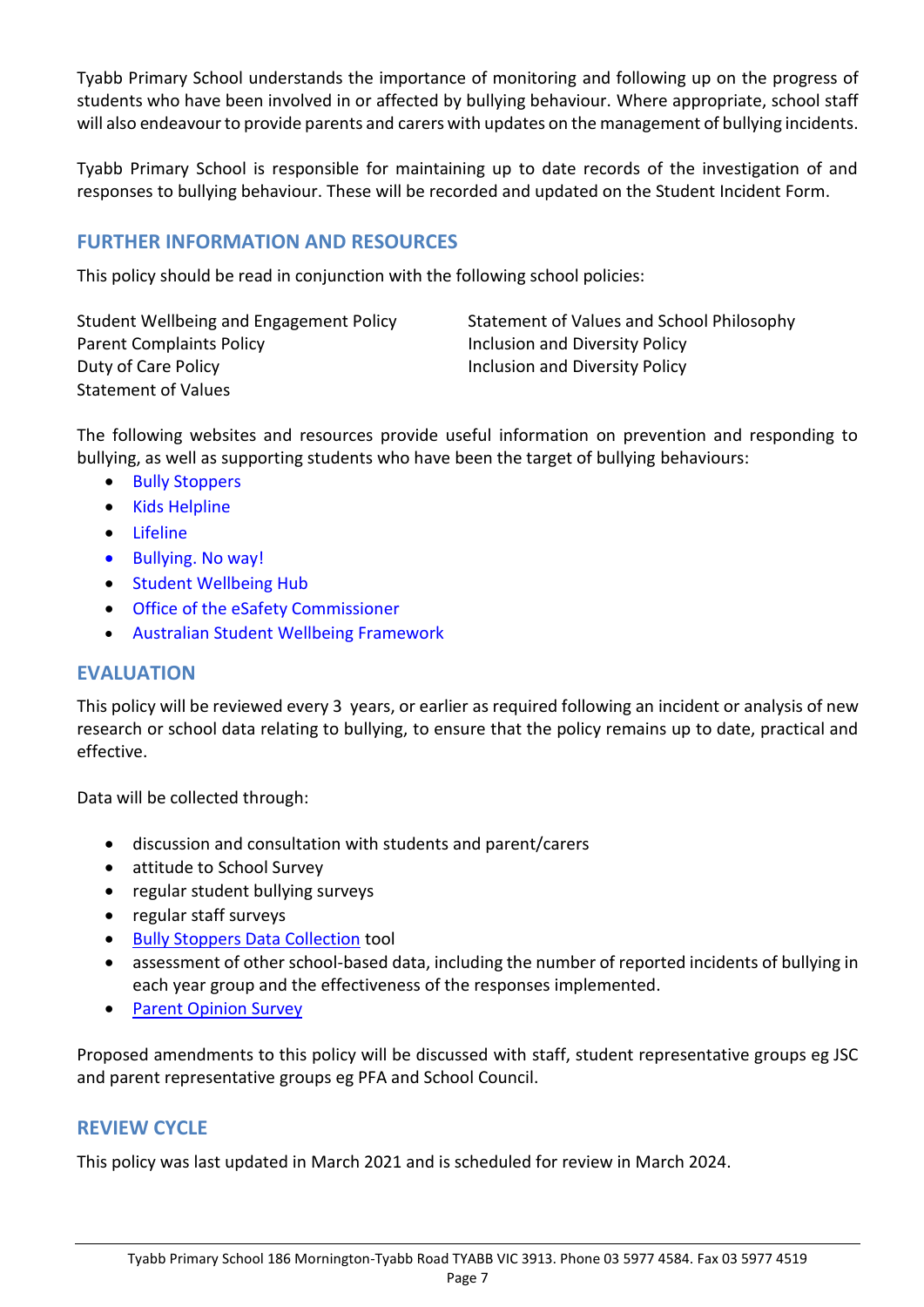Tyabb Primary School understands the importance of monitoring and following up on the progress of students who have been involved in or affected by bullying behaviour. Where appropriate, school staff will also endeavour to provide parents and carers with updates on the management of bullying incidents.

Tyabb Primary School is responsible for maintaining up to date records of the investigation of and responses to bullying behaviour. These will be recorded and updated on the Student Incident Form.

## FURTHER INFORMATION AND RESOURCES

This policy should be read in conjunction with the following school policies:

Student Wellbeing and Engagement Policy
Parent Complaints Policy
Duty of Care Policy
Statement of Values
Statement of Values and School Philosophy
Inclusion and Diversity Policy
Inclusion and Diversity Policy

The following websites and resources provide useful information on prevention and responding to bullying, as well as supporting students who have been the target of bullying behaviours:

- Bully Stoppers
- Kids Helpline
- Lifeline
- Bullying. No way!
- Student Wellbeing Hub
- Office of the eSafety Commissioner
- Australian Student Wellbeing Framework

## EVALUATION

This policy will be reviewed every 3 years, or earlier as required following an incident or analysis of new research or school data relating to bullying, to ensure that the policy remains up to date, practical and effective.

Data will be collected through:

- discussion and consultation with students and parent/carers
- attitude to School Survey
- regular student bullying surveys
- regular staff surveys
- Bully Stoppers Data Collection tool
- assessment of other school-based data, including the number of reported incidents of bullying in each year group and the effectiveness of the responses implemented.
- Parent Opinion Survey

Proposed amendments to this policy will be discussed with staff, student representative groups eg JSC and parent representative groups eg PFA and School Council.

## REVIEW CYCLE

This policy was last updated in March 2021 and is scheduled for review in March 2024.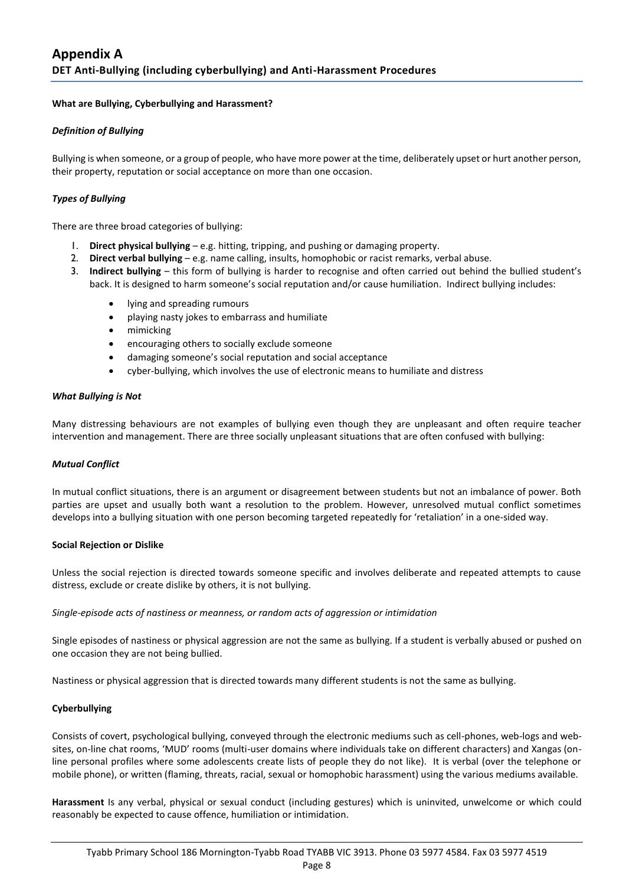# Appendix A

## DET Anti-Bullying (including cyberbullying) and Anti-Harassment Procedures

**What are Bullying, Cyberbullying and Harassment?**

***Definition of Bullying***

Bullying is when someone, or a group of people, who have more power at the time, deliberately upset or hurt another person, their property, reputation or social acceptance on more than one occasion.

***Types of Bullying***

There are three broad categories of bullying:

1. **Direct physical bullying** – e.g. hitting, tripping, and pushing or damaging property.
2. **Direct verbal bullying** – e.g. name calling, insults, homophobic or racist remarks, verbal abuse.
3. **Indirect bullying** – this form of bullying is harder to recognise and often carried out behind the bullied student's back. It is designed to harm someone's social reputation and/or cause humiliation. Indirect bullying includes:
    - lying and spreading rumours
    - playing nasty jokes to embarrass and humiliate
    - mimicking
    - encouraging others to socially exclude someone
    - damaging someone's social reputation and social acceptance
    - cyber-bullying, which involves the use of electronic means to humiliate and distress

***What Bullying is Not***

Many distressing behaviours are not examples of bullying even though they are unpleasant and often require teacher intervention and management. There are three socially unpleasant situations that are often confused with bullying:

***Mutual Conflict***

In mutual conflict situations, there is an argument or disagreement between students but not an imbalance of power. Both parties are upset and usually both want a resolution to the problem. However, unresolved mutual conflict sometimes develops into a bullying situation with one person becoming targeted repeatedly for 'retaliation' in a one-sided way.

**Social Rejection or Dislike**

Unless the social rejection is directed towards someone specific and involves deliberate and repeated attempts to cause distress, exclude or create dislike by others, it is not bullying.

*Single-episode acts of nastiness or meanness, or random acts of aggression or intimidation*

Single episodes of nastiness or physical aggression are not the same as bullying. If a student is verbally abused or pushed on one occasion they are not being bullied.

Nastiness or physical aggression that is directed towards many different students is not the same as bullying.

**Cyberbullying**

Consists of covert, psychological bullying, conveyed through the electronic mediums such as cell-phones, web-logs and web-sites, on-line chat rooms, 'MUD' rooms (multi-user domains where individuals take on different characters) and Xangas (on-line personal profiles where some adolescents create lists of people they do not like). It is verbal (over the telephone or mobile phone), or written (flaming, threats, racial, sexual or homophobic harassment) using the various mediums available.

**Harassment** Is any verbal, physical or sexual conduct (including gestures) which is uninvited, unwelcome or which could reasonably be expected to cause offence, humiliation or intimidation.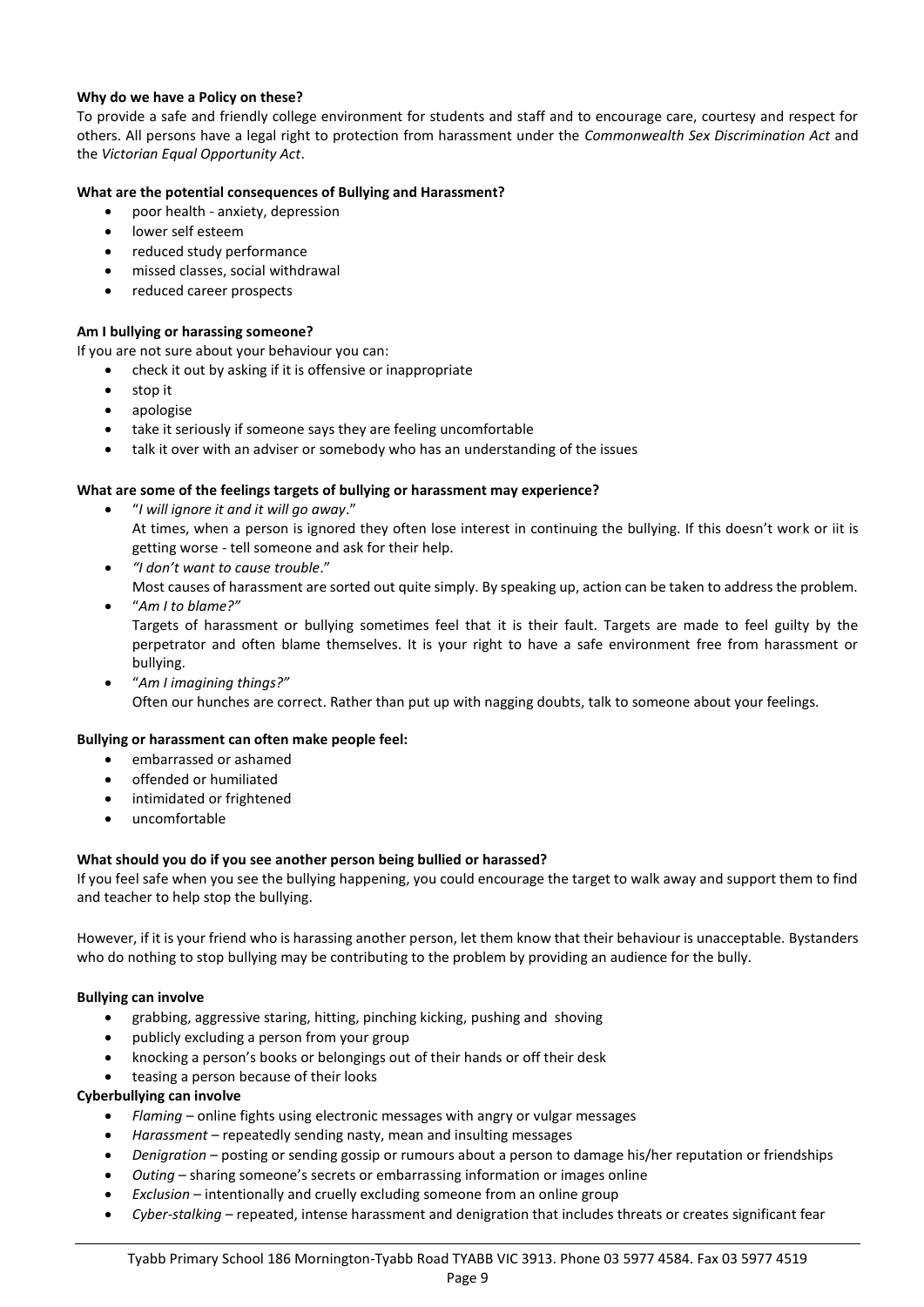**Why do we have a Policy on these?**

To provide a safe and friendly college environment for students and staff and to encourage care, courtesy and respect for others. All persons have a legal right to protection from harassment under the *Commonwealth Sex Discrimination Act* and the *Victorian Equal Opportunity Act*.

**What are the potential consequences of Bullying and Harassment?**

- poor health - anxiety, depression
- lower self esteem
- reduced study performance
- missed classes, social withdrawal
- reduced career prospects

**Am I bullying or harassing someone?**

If you are not sure about your behaviour you can:

- check it out by asking if it is offensive or inappropriate
- stop it
- apologise
- take it seriously if someone says they are feeling uncomfortable
- talk it over with an adviser or somebody who has an understanding of the issues

**What are some of the feelings targets of bullying or harassment may experience?**

- "*I will ignore it and it will go away*."
  At times, when a person is ignored they often lose interest in continuing the bullying. If this doesn't work or iit is getting worse - tell someone and ask for their help.
- *"I don't want to cause trouble*."
  Most causes of harassment are sorted out quite simply. By speaking up, action can be taken to address the problem.
- "*Am I to blame?"*
  Targets of harassment or bullying sometimes feel that it is their fault. Targets are made to feel guilty by the perpetrator and often blame themselves. It is your right to have a safe environment free from harassment or bullying.
- "*Am I imagining things?"*
  Often our hunches are correct. Rather than put up with nagging doubts, talk to someone about your feelings.

**Bullying or harassment can often make people feel:**

- embarrassed or ashamed
- offended or humiliated
- intimidated or frightened
- uncomfortable

**What should you do if you see another person being bullied or harassed?**

If you feel safe when you see the bullying happening, you could encourage the target to walk away and support them to find and teacher to help stop the bullying.

However, if it is your friend who is harassing another person, let them know that their behaviour is unacceptable. Bystanders who do nothing to stop bullying may be contributing to the problem by providing an audience for the bully.

**Bullying can involve**

- grabbing, aggressive staring, hitting, pinching kicking, pushing and shoving
- publicly excluding a person from your group
- knocking a person's books or belongings out of their hands or off their desk
- teasing a person because of their looks

**Cyberbullying can involve**

- *Flaming* – online fights using electronic messages with angry or vulgar messages
- *Harassment* – repeatedly sending nasty, mean and insulting messages
- *Denigration* – posting or sending gossip or rumours about a person to damage his/her reputation or friendships
- *Outing* – sharing someone's secrets or embarrassing information or images online
- *Exclusion* – intentionally and cruelly excluding someone from an online group
- *Cyber-stalking* – repeated, intense harassment and denigration that includes threats or creates significant fear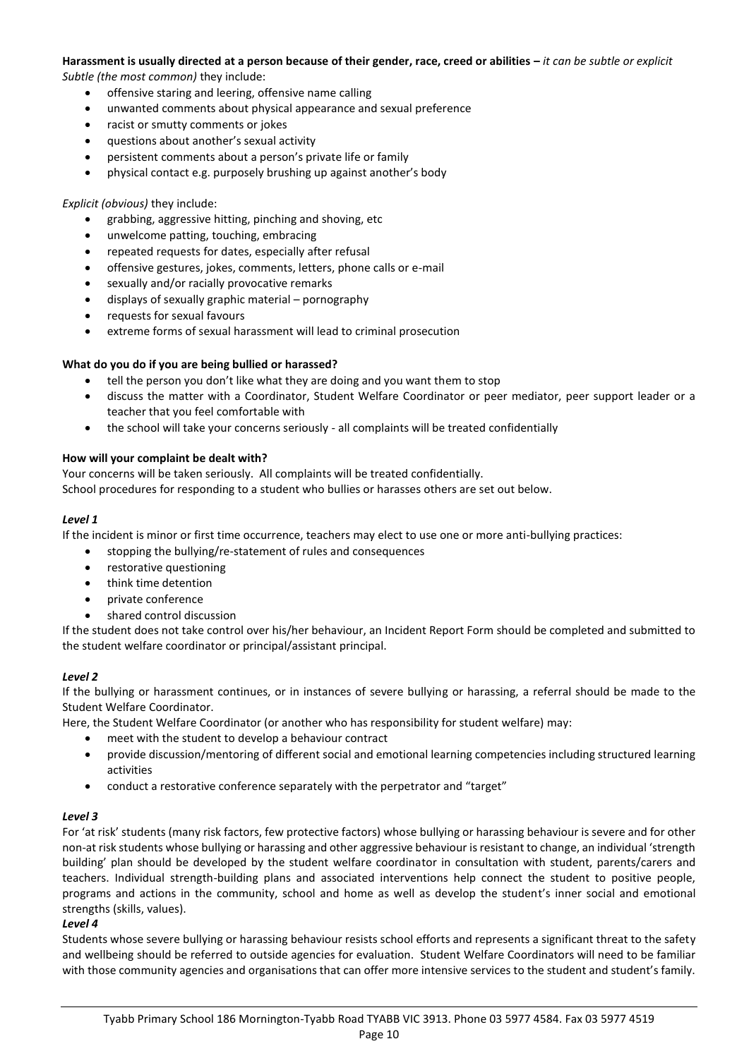**Harassment is usually directed at a person because of their gender, race, creed or abilities –** *it can be subtle or explicit*

*Subtle (the most common)* they include:

- offensive staring and leering, offensive name calling
- unwanted comments about physical appearance and sexual preference
- racist or smutty comments or jokes
- questions about another's sexual activity
- persistent comments about a person's private life or family
- physical contact e.g. purposely brushing up against another's body

*Explicit (obvious)* they include:

- grabbing, aggressive hitting, pinching and shoving, etc
- unwelcome patting, touching, embracing
- repeated requests for dates, especially after refusal
- offensive gestures, jokes, comments, letters, phone calls or e-mail
- sexually and/or racially provocative remarks
- displays of sexually graphic material – pornography
- requests for sexual favours
- extreme forms of sexual harassment will lead to criminal prosecution

**What do you do if you are being bullied or harassed?**

- tell the person you don't like what they are doing and you want them to stop
- discuss the matter with a Coordinator, Student Welfare Coordinator or peer mediator, peer support leader or a teacher that you feel comfortable with
- the school will take your concerns seriously - all complaints will be treated confidentially

**How will your complaint be dealt with?**

Your concerns will be taken seriously. All complaints will be treated confidentially.
School procedures for responding to a student who bullies or harasses others are set out below.

***Level 1***

If the incident is minor or first time occurrence, teachers may elect to use one or more anti-bullying practices:

- stopping the bullying/re-statement of rules and consequences
- restorative questioning
- think time detention
- private conference
- shared control discussion

If the student does not take control over his/her behaviour, an Incident Report Form should be completed and submitted to the student welfare coordinator or principal/assistant principal.

***Level 2***

If the bullying or harassment continues, or in instances of severe bullying or harassing, a referral should be made to the Student Welfare Coordinator.

Here, the Student Welfare Coordinator (or another who has responsibility for student welfare) may:

- meet with the student to develop a behaviour contract
- provide discussion/mentoring of different social and emotional learning competencies including structured learning activities
- conduct a restorative conference separately with the perpetrator and "target"

***Level 3***

For 'at risk' students (many risk factors, few protective factors) whose bullying or harassing behaviour is severe and for other non-at risk students whose bullying or harassing and other aggressive behaviour is resistant to change, an individual 'strength building' plan should be developed by the student welfare coordinator in consultation with student, parents/carers and teachers. Individual strength-building plans and associated interventions help connect the student to positive people, programs and actions in the community, school and home as well as develop the student's inner social and emotional strengths (skills, values).

***Level 4***

Students whose severe bullying or harassing behaviour resists school efforts and represents a significant threat to the safety and wellbeing should be referred to outside agencies for evaluation. Student Welfare Coordinators will need to be familiar with those community agencies and organisations that can offer more intensive services to the student and student's family.